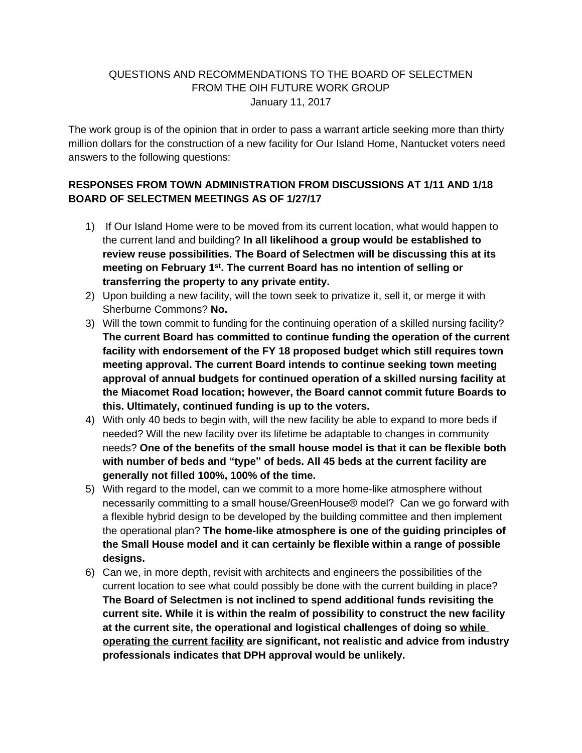QUESTIONS AND RECOMMENDATIONS TO THE BOARD OF SELECTMEN
FROM THE OIH FUTURE WORK GROUP
January 11, 2017

The work group is of the opinion that in order to pass a warrant article seeking more than thirty million dollars for the construction of a new facility for Our Island Home, Nantucket voters need answers to the following questions:

**RESPONSES FROM TOWN ADMINISTRATION FROM DISCUSSIONS AT 1/11 AND 1/18 BOARD OF SELECTMEN MEETINGS AS OF 1/27/17**

1) If Our Island Home were to be moved from its current location, what would happen to the current land and building? **In all likelihood a group would be established to review reuse possibilities. The Board of Selectmen will be discussing this at its meeting on February 1st. The current Board has no intention of selling or transferring the property to any private entity.**
2) Upon building a new facility, will the town seek to privatize it, sell it, or merge it with Sherburne Commons? **No.**
3) Will the town commit to funding for the continuing operation of a skilled nursing facility? **The current Board has committed to continue funding the operation of the current facility with endorsement of the FY 18 proposed budget which still requires town meeting approval. The current Board intends to continue seeking town meeting approval of annual budgets for continued operation of a skilled nursing facility at the Miacomet Road location; however, the Board cannot commit future Boards to this. Ultimately, continued funding is up to the voters.**
4) With only 40 beds to begin with, will the new facility be able to expand to more beds if needed? Will the new facility over its lifetime be adaptable to changes in community needs? **One of the benefits of the small house model is that it can be flexible both with number of beds and "type" of beds. All 45 beds at the current facility are generally not filled 100%, 100% of the time.**
5) With regard to the model, can we commit to a more home-like atmosphere without necessarily committing to a small house/GreenHouse® model? Can we go forward with a flexible hybrid design to be developed by the building committee and then implement the operational plan? **The home-like atmosphere is one of the guiding principles of the Small House model and it can certainly be flexible within a range of possible designs.**
6) Can we, in more depth, revisit with architects and engineers the possibilities of the current location to see what could possibly be done with the current building in place? **The Board of Selectmen is not inclined to spend additional funds revisiting the current site. While it is within the realm of possibility to construct the new facility at the current site, the operational and logistical challenges of doing so <u>while operating the current facility</u> are significant, not realistic and advice from industry professionals indicates that DPH approval would be unlikely.**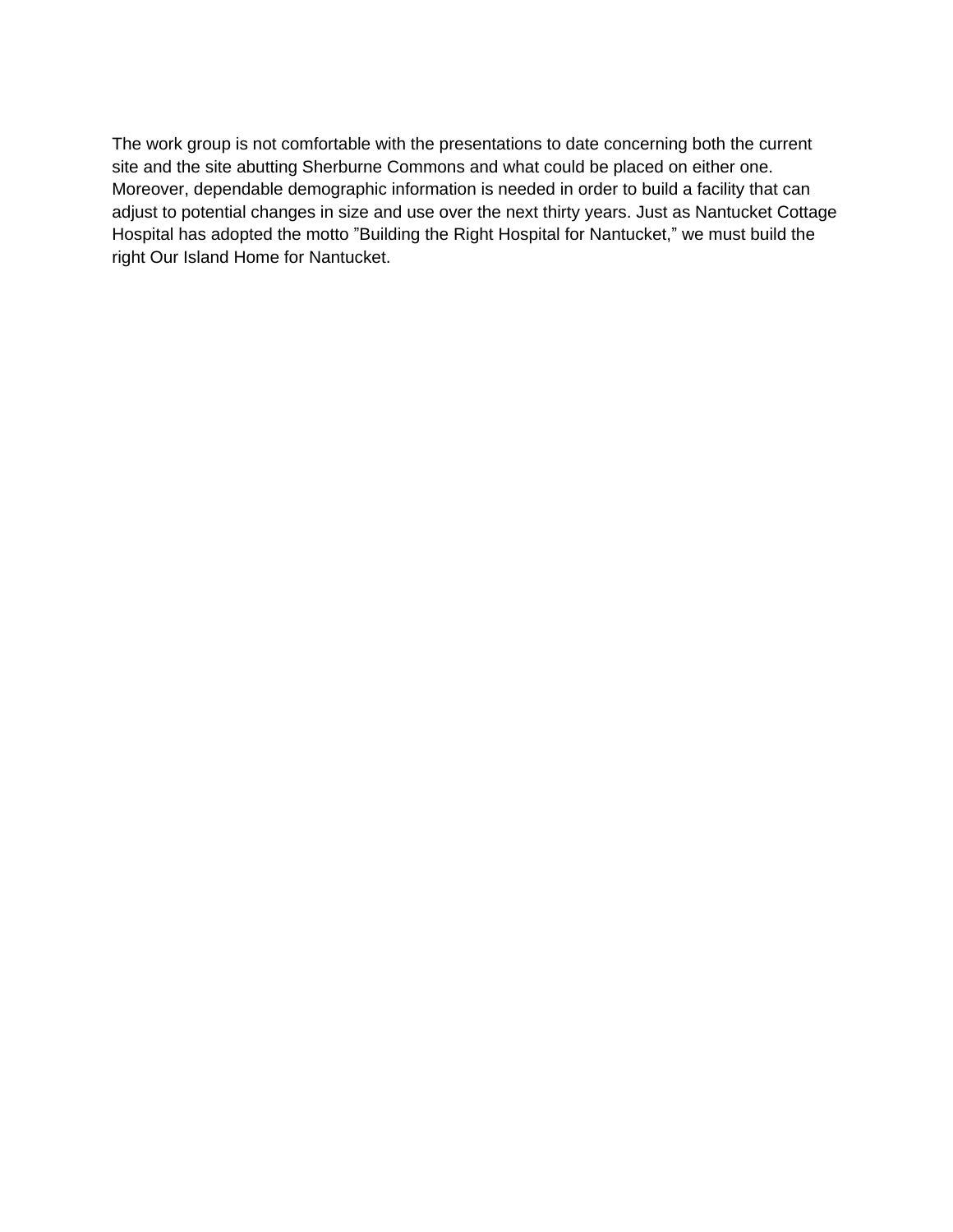The work group is not comfortable with the presentations to date concerning both the current site and the site abutting Sherburne Commons and what could be placed on either one. Moreover, dependable demographic information is needed in order to build a facility that can adjust to potential changes in size and use over the next thirty years. Just as Nantucket Cottage Hospital has adopted the motto "Building the Right Hospital for Nantucket," we must build the right Our Island Home for Nantucket.